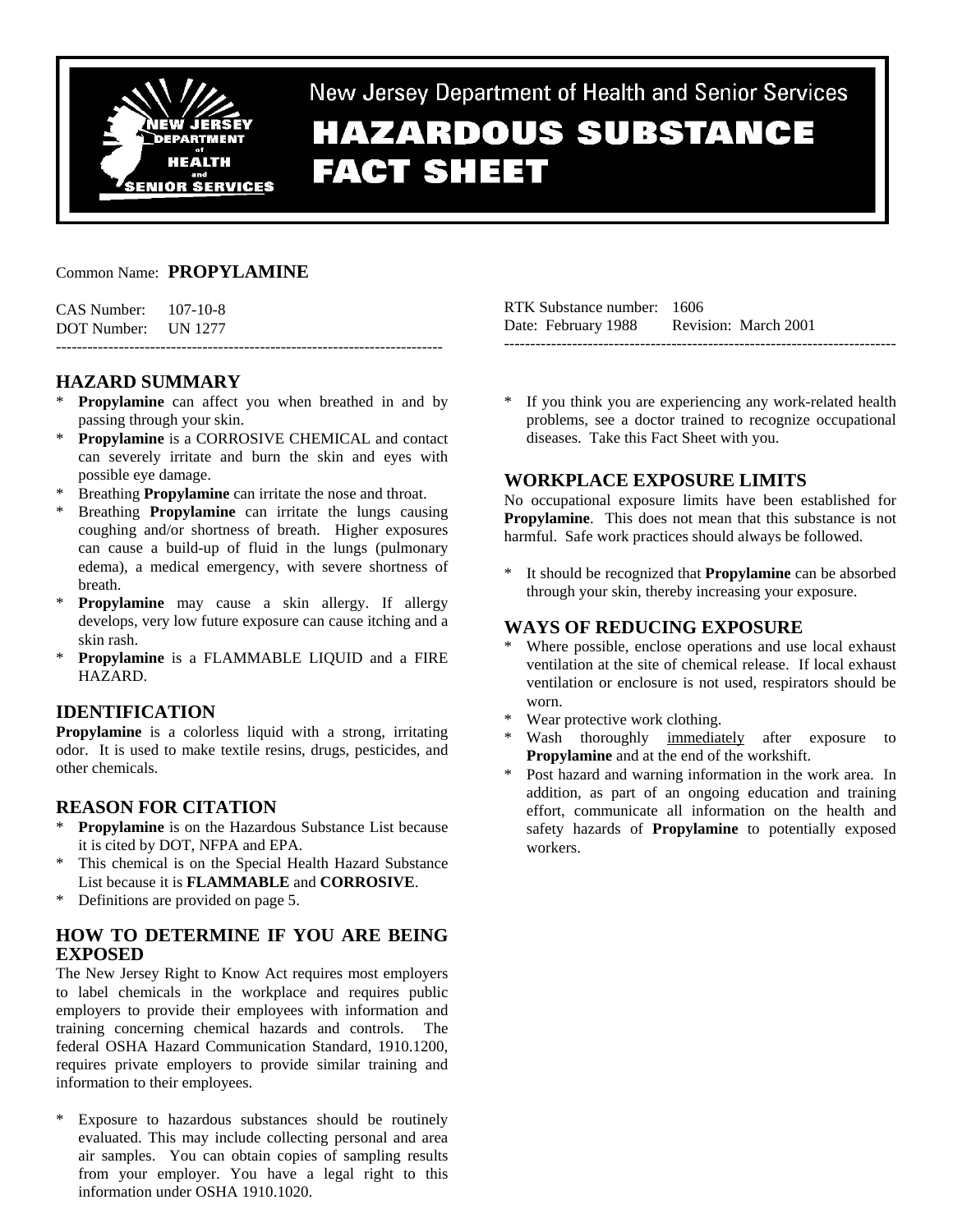New Jersey Department of Health and Senior Services

# HAZARDOUS SUBSTANCE FACT SHEET

Common Name: **PROPYLAMINE**

CAS Number: 107-10-8
DOT Number: UN 1277

RTK Substance number: 1606
Date: February 1988 Revision: March 2001

---

## HAZARD SUMMARY

* **Propylamine** can affect you when breathed in and by passing through your skin.
* **Propylamine** is a CORROSIVE CHEMICAL and contact can severely irritate and burn the skin and eyes with possible eye damage.
* Breathing **Propylamine** can irritate the nose and throat.
* Breathing **Propylamine** can irritate the lungs causing coughing and/or shortness of breath. Higher exposures can cause a build-up of fluid in the lungs (pulmonary edema), a medical emergency, with severe shortness of breath.
* **Propylamine** may cause a skin allergy. If allergy develops, very low future exposure can cause itching and a skin rash.
* **Propylamine** is a FLAMMABLE LIQUID and a FIRE HAZARD.

## IDENTIFICATION

**Propylamine** is a colorless liquid with a strong, irritating odor. It is used to make textile resins, drugs, pesticides, and other chemicals.

## REASON FOR CITATION

* **Propylamine** is on the Hazardous Substance List because it is cited by DOT, NFPA and EPA.
* This chemical is on the Special Health Hazard Substance List because it is **FLAMMABLE** and **CORROSIVE**.
* Definitions are provided on page 5.

## HOW TO DETERMINE IF YOU ARE BEING EXPOSED

The New Jersey Right to Know Act requires most employers to label chemicals in the workplace and requires public employers to provide their employees with information and training concerning chemical hazards and controls. The federal OSHA Hazard Communication Standard, 1910.1200, requires private employers to provide similar training and information to their employees.

* Exposure to hazardous substances should be routinely evaluated. This may include collecting personal and area air samples. You can obtain copies of sampling results from your employer. You have a legal right to this information under OSHA 1910.1020.
* If you think you are experiencing any work-related health problems, see a doctor trained to recognize occupational diseases. Take this Fact Sheet with you.

## WORKPLACE EXPOSURE LIMITS

No occupational exposure limits have been established for **Propylamine**. This does not mean that this substance is not harmful. Safe work practices should always be followed.

* It should be recognized that **Propylamine** can be absorbed through your skin, thereby increasing your exposure.

## WAYS OF REDUCING EXPOSURE

* Where possible, enclose operations and use local exhaust ventilation at the site of chemical release. If local exhaust ventilation or enclosure is not used, respirators should be worn.
* Wear protective work clothing.
* Wash thoroughly immediately after exposure to **Propylamine** and at the end of the workshift.
* Post hazard and warning information in the work area. In addition, as part of an ongoing education and training effort, communicate all information on the health and safety hazards of **Propylamine** to potentially exposed workers.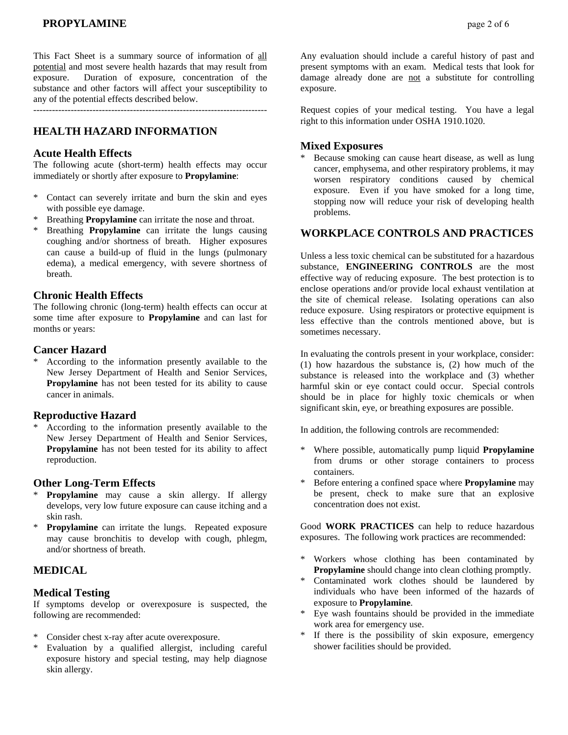This Fact Sheet is a summary source of information of all potential and most severe health hazards that may result from exposure. Duration of exposure, concentration of the substance and other factors will affect your susceptibility to any of the potential effects described below.

---

## HEALTH HAZARD INFORMATION

### Acute Health Effects

The following acute (short-term) health effects may occur immediately or shortly after exposure to **Propylamine**:

* Contact can severely irritate and burn the skin and eyes with possible eye damage.
* Breathing **Propylamine** can irritate the nose and throat.
* Breathing **Propylamine** can irritate the lungs causing coughing and/or shortness of breath. Higher exposures can cause a build-up of fluid in the lungs (pulmonary edema), a medical emergency, with severe shortness of breath.

### Chronic Health Effects

The following chronic (long-term) health effects can occur at some time after exposure to **Propylamine** and can last for months or years:

### Cancer Hazard

* According to the information presently available to the New Jersey Department of Health and Senior Services, **Propylamine** has not been tested for its ability to cause cancer in animals.

### Reproductive Hazard

* According to the information presently available to the New Jersey Department of Health and Senior Services, **Propylamine** has not been tested for its ability to affect reproduction.

### Other Long-Term Effects

* **Propylamine** may cause a skin allergy. If allergy develops, very low future exposure can cause itching and a skin rash.
* **Propylamine** can irritate the lungs. Repeated exposure may cause bronchitis to develop with cough, phlegm, and/or shortness of breath.

## MEDICAL

### Medical Testing

If symptoms develop or overexposure is suspected, the following are recommended:

* Consider chest x-ray after acute overexposure.
* Evaluation by a qualified allergist, including careful exposure history and special testing, may help diagnose skin allergy.

Any evaluation should include a careful history of past and present symptoms with an exam. Medical tests that look for damage already done are not a substitute for controlling exposure.

Request copies of your medical testing. You have a legal right to this information under OSHA 1910.1020.

### Mixed Exposures

* Because smoking can cause heart disease, as well as lung cancer, emphysema, and other respiratory problems, it may worsen respiratory conditions caused by chemical exposure. Even if you have smoked for a long time, stopping now will reduce your risk of developing health problems.

## WORKPLACE CONTROLS AND PRACTICES

Unless a less toxic chemical can be substituted for a hazardous substance, **ENGINEERING CONTROLS** are the most effective way of reducing exposure. The best protection is to enclose operations and/or provide local exhaust ventilation at the site of chemical release. Isolating operations can also reduce exposure. Using respirators or protective equipment is less effective than the controls mentioned above, but is sometimes necessary.

In evaluating the controls present in your workplace, consider: (1) how hazardous the substance is, (2) how much of the substance is released into the workplace and (3) whether harmful skin or eye contact could occur. Special controls should be in place for highly toxic chemicals or when significant skin, eye, or breathing exposures are possible.

In addition, the following controls are recommended:

* Where possible, automatically pump liquid **Propylamine** from drums or other storage containers to process containers.
* Before entering a confined space where **Propylamine** may be present, check to make sure that an explosive concentration does not exist.

Good **WORK PRACTICES** can help to reduce hazardous exposures. The following work practices are recommended:

* Workers whose clothing has been contaminated by **Propylamine** should change into clean clothing promptly.
* Contaminated work clothes should be laundered by individuals who have been informed of the hazards of exposure to **Propylamine**.
* Eye wash fountains should be provided in the immediate work area for emergency use.
* If there is the possibility of skin exposure, emergency shower facilities should be provided.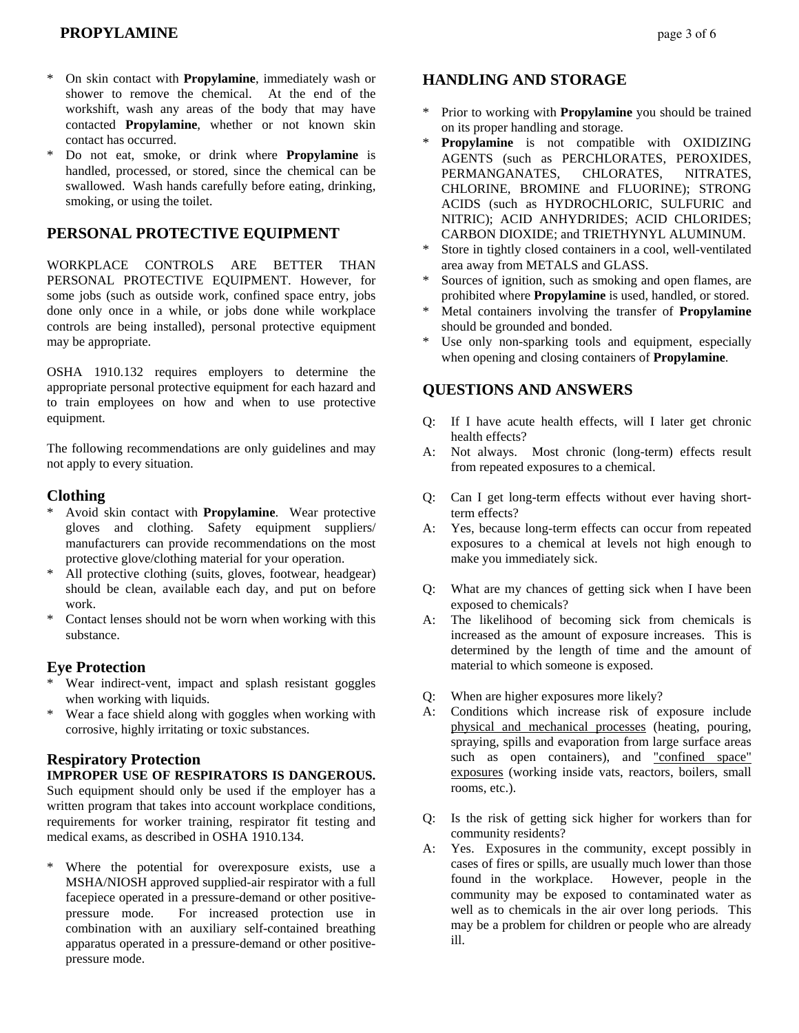* On skin contact with **Propylamine**, immediately wash or shower to remove the chemical. At the end of the workshift, wash any areas of the body that may have contacted **Propylamine**, whether or not known skin contact has occurred.
* Do not eat, smoke, or drink where **Propylamine** is handled, processed, or stored, since the chemical can be swallowed. Wash hands carefully before eating, drinking, smoking, or using the toilet.

## PERSONAL PROTECTIVE EQUIPMENT

WORKPLACE CONTROLS ARE BETTER THAN PERSONAL PROTECTIVE EQUIPMENT. However, for some jobs (such as outside work, confined space entry, jobs done only once in a while, or jobs done while workplace controls are being installed), personal protective equipment may be appropriate.

OSHA 1910.132 requires employers to determine the appropriate personal protective equipment for each hazard and to train employees on how and when to use protective equipment.

The following recommendations are only guidelines and may not apply to every situation.

### Clothing

* Avoid skin contact with **Propylamine**. Wear protective gloves and clothing. Safety equipment suppliers/ manufacturers can provide recommendations on the most protective glove/clothing material for your operation.
* All protective clothing (suits, gloves, footwear, headgear) should be clean, available each day, and put on before work.
* Contact lenses should not be worn when working with this substance.

### Eye Protection

* Wear indirect-vent, impact and splash resistant goggles when working with liquids.
* Wear a face shield along with goggles when working with corrosive, highly irritating or toxic substances.

### Respiratory Protection

**IMPROPER USE OF RESPIRATORS IS DANGEROUS.** Such equipment should only be used if the employer has a written program that takes into account workplace conditions, requirements for worker training, respirator fit testing and medical exams, as described in OSHA 1910.134.

* Where the potential for overexposure exists, use a MSHA/NIOSH approved supplied-air respirator with a full facepiece operated in a pressure-demand or other positive-pressure mode. For increased protection use in combination with an auxiliary self-contained breathing apparatus operated in a pressure-demand or other positive-pressure mode.

## HANDLING AND STORAGE

* Prior to working with **Propylamine** you should be trained on its proper handling and storage.
* **Propylamine** is not compatible with OXIDIZING AGENTS (such as PERCHLORATES, PEROXIDES, PERMANGANATES, CHLORATES, NITRATES, CHLORINE, BROMINE and FLUORINE); STRONG ACIDS (such as HYDROCHLORIC, SULFURIC and NITRIC); ACID ANHYDRIDES; ACID CHLORIDES; CARBON DIOXIDE; and TRIETHYNYL ALUMINUM.
* Store in tightly closed containers in a cool, well-ventilated area away from METALS and GLASS.
* Sources of ignition, such as smoking and open flames, are prohibited where **Propylamine** is used, handled, or stored.
* Metal containers involving the transfer of **Propylamine** should be grounded and bonded.
* Use only non-sparking tools and equipment, especially when opening and closing containers of **Propylamine**.

## QUESTIONS AND ANSWERS

Q: If I have acute health effects, will I later get chronic health effects?
A: Not always. Most chronic (long-term) effects result from repeated exposures to a chemical.

Q: Can I get long-term effects without ever having short-term effects?
A: Yes, because long-term effects can occur from repeated exposures to a chemical at levels not high enough to make you immediately sick.

Q: What are my chances of getting sick when I have been exposed to chemicals?
A: The likelihood of becoming sick from chemicals is increased as the amount of exposure increases. This is determined by the length of time and the amount of material to which someone is exposed.

Q: When are higher exposures more likely?
A: Conditions which increase risk of exposure include physical and mechanical processes (heating, pouring, spraying, spills and evaporation from large surface areas such as open containers), and "confined space" exposures (working inside vats, reactors, boilers, small rooms, etc.).

Q: Is the risk of getting sick higher for workers than for community residents?
A: Yes. Exposures in the community, except possibly in cases of fires or spills, are usually much lower than those found in the workplace. However, people in the community may be exposed to contaminated water as well as to chemicals in the air over long periods. This may be a problem for children or people who are already ill.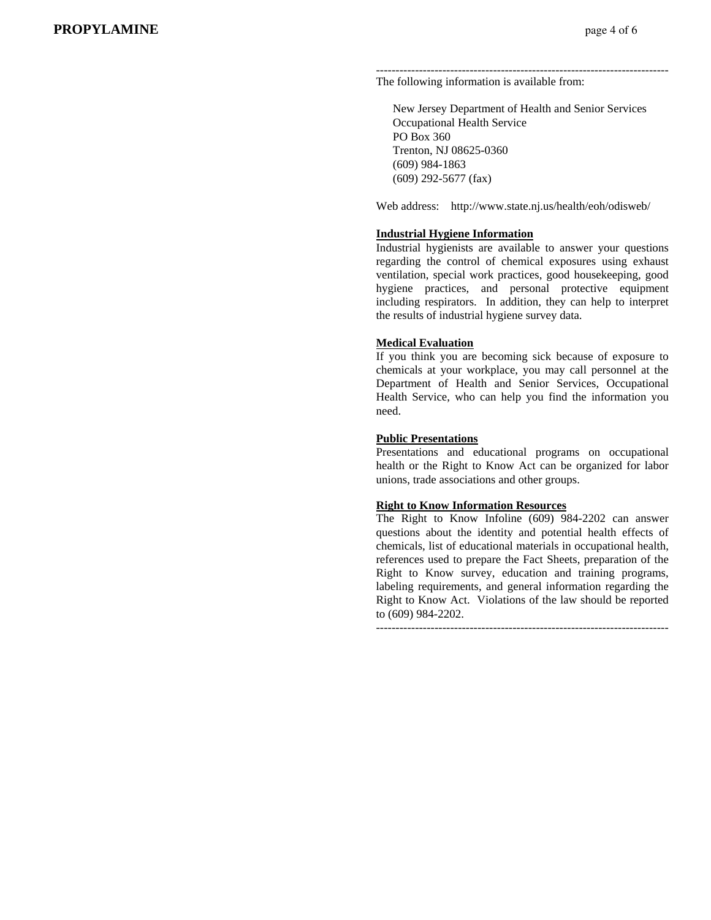---------------------------------------------------------------------------

The following information is available from:

New Jersey Department of Health and Senior Services
Occupational Health Service
PO Box 360
Trenton, NJ 08625-0360
(609) 984-1863
(609) 292-5677 (fax)

Web address: http://www.state.nj.us/health/eoh/odisweb/

**Industrial Hygiene Information**

Industrial hygienists are available to answer your questions regarding the control of chemical exposures using exhaust ventilation, special work practices, good housekeeping, good hygiene practices, and personal protective equipment including respirators. In addition, they can help to interpret the results of industrial hygiene survey data.

**Medical Evaluation**

If you think you are becoming sick because of exposure to chemicals at your workplace, you may call personnel at the Department of Health and Senior Services, Occupational Health Service, who can help you find the information you need.

**Public Presentations**

Presentations and educational programs on occupational health or the Right to Know Act can be organized for labor unions, trade associations and other groups.

**Right to Know Information Resources**

The Right to Know Infoline (609) 984-2202 can answer questions about the identity and potential health effects of chemicals, list of educational materials in occupational health, references used to prepare the Fact Sheets, preparation of the Right to Know survey, education and training programs, labeling requirements, and general information regarding the Right to Know Act. Violations of the law should be reported to (609) 984-2202.

---------------------------------------------------------------------------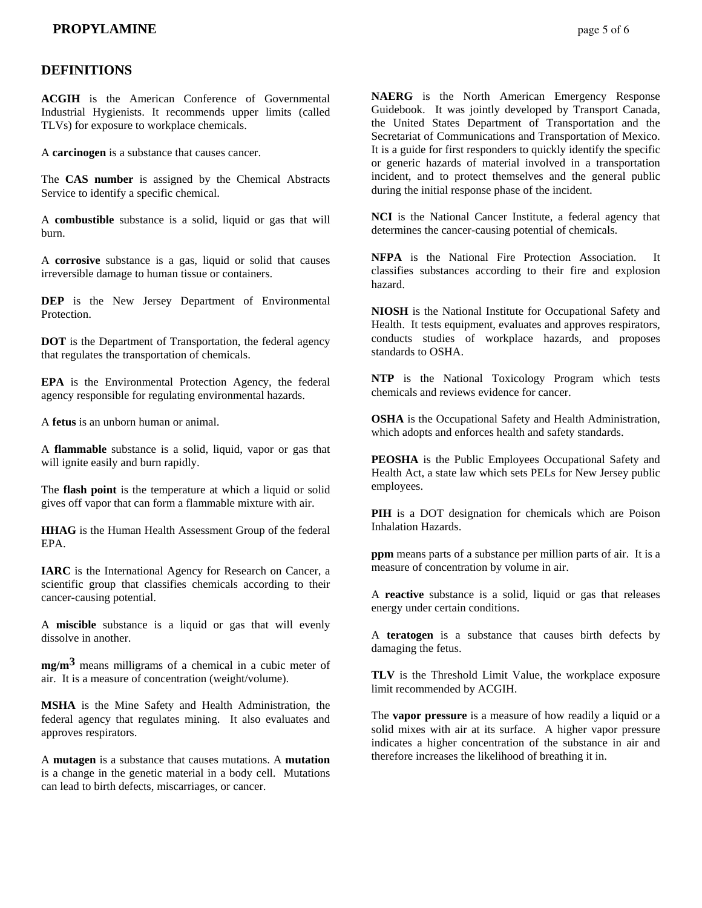## DEFINITIONS

**ACGIH** is the American Conference of Governmental Industrial Hygienists. It recommends upper limits (called TLVs) for exposure to workplace chemicals.

A **carcinogen** is a substance that causes cancer.

The **CAS number** is assigned by the Chemical Abstracts Service to identify a specific chemical.

A **combustible** substance is a solid, liquid or gas that will burn.

A **corrosive** substance is a gas, liquid or solid that causes irreversible damage to human tissue or containers.

**DEP** is the New Jersey Department of Environmental Protection.

**DOT** is the Department of Transportation, the federal agency that regulates the transportation of chemicals.

**EPA** is the Environmental Protection Agency, the federal agency responsible for regulating environmental hazards.

A **fetus** is an unborn human or animal.

A **flammable** substance is a solid, liquid, vapor or gas that will ignite easily and burn rapidly.

The **flash point** is the temperature at which a liquid or solid gives off vapor that can form a flammable mixture with air.

**HHAG** is the Human Health Assessment Group of the federal EPA.

**IARC** is the International Agency for Research on Cancer, a scientific group that classifies chemicals according to their cancer-causing potential.

A **miscible** substance is a liquid or gas that will evenly dissolve in another.

**$mg/m^3$** means milligrams of a chemical in a cubic meter of air. It is a measure of concentration (weight/volume).

**MSHA** is the Mine Safety and Health Administration, the federal agency that regulates mining. It also evaluates and approves respirators.

A **mutagen** is a substance that causes mutations. A **mutation** is a change in the genetic material in a body cell. Mutations can lead to birth defects, miscarriages, or cancer.

**NAERG** is the North American Emergency Response Guidebook. It was jointly developed by Transport Canada, the United States Department of Transportation and the Secretariat of Communications and Transportation of Mexico. It is a guide for first responders to quickly identify the specific or generic hazards of material involved in a transportation incident, and to protect themselves and the general public during the initial response phase of the incident.

**NCI** is the National Cancer Institute, a federal agency that determines the cancer-causing potential of chemicals.

**NFPA** is the National Fire Protection Association. It classifies substances according to their fire and explosion hazard.

**NIOSH** is the National Institute for Occupational Safety and Health. It tests equipment, evaluates and approves respirators, conducts studies of workplace hazards, and proposes standards to OSHA.

**NTP** is the National Toxicology Program which tests chemicals and reviews evidence for cancer.

**OSHA** is the Occupational Safety and Health Administration, which adopts and enforces health and safety standards.

**PEOSHA** is the Public Employees Occupational Safety and Health Act, a state law which sets PELs for New Jersey public employees.

**PIH** is a DOT designation for chemicals which are Poison Inhalation Hazards.

**ppm** means parts of a substance per million parts of air. It is a measure of concentration by volume in air.

A **reactive** substance is a solid, liquid or gas that releases energy under certain conditions.

A **teratogen** is a substance that causes birth defects by damaging the fetus.

**TLV** is the Threshold Limit Value, the workplace exposure limit recommended by ACGIH.

The **vapor pressure** is a measure of how readily a liquid or a solid mixes with air at its surface. A higher vapor pressure indicates a higher concentration of the substance in air and therefore increases the likelihood of breathing it in.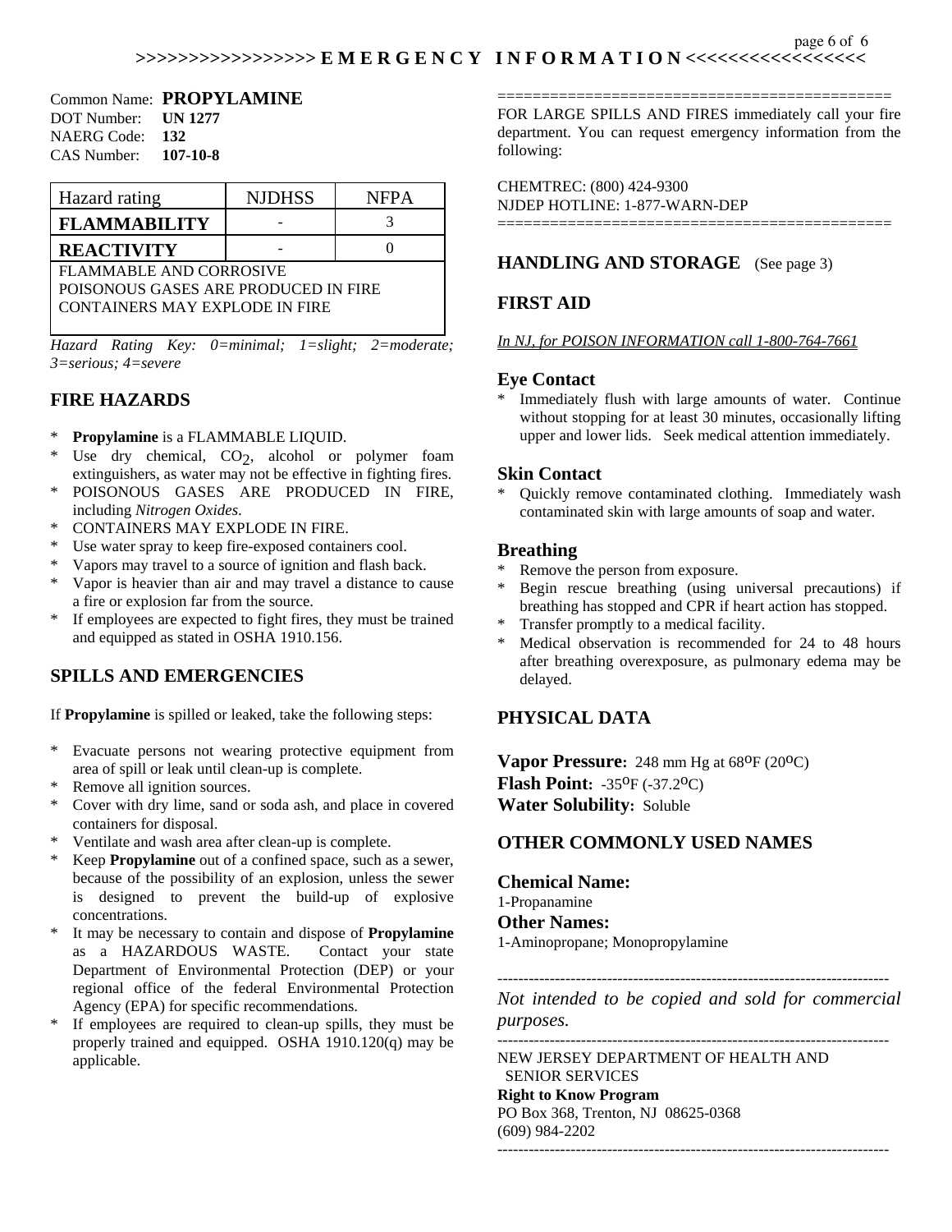# >>>>>>>>>>>>>>>>> E M E R G E N C Y   I N F O R M A T I O N <<<<<<<<<<<<<<<<<

Common Name: **PROPYLAMINE**
DOT Number: **UN 1277**
NAERG Code: **132**
CAS Number: **107-10-8**

| Hazard rating | NJDHSS | NFPA |
|---|---|---|
| **FLAMMABILITY** | - | 3 |
| **REACTIVITY** | - | 0 |
| FLAMMABLE AND CORROSIVE<br>POISONOUS GASES ARE PRODUCED IN FIRE<br>CONTAINERS MAY EXPLODE IN FIRE | | |

*Hazard Rating Key: 0=minimal; 1=slight; 2=moderate; 3=serious; 4=severe*

## FIRE HAZARDS

* **Propylamine** is a FLAMMABLE LIQUID.
* Use dry chemical, $CO_2$, alcohol or polymer foam extinguishers, as water may not be effective in fighting fires.
* POISONOUS GASES ARE PRODUCED IN FIRE, including *Nitrogen Oxides*.
* CONTAINERS MAY EXPLODE IN FIRE.
* Use water spray to keep fire-exposed containers cool.
* Vapors may travel to a source of ignition and flash back.
* Vapor is heavier than air and may travel a distance to cause a fire or explosion far from the source.
* If employees are expected to fight fires, they must be trained and equipped as stated in OSHA 1910.156.

## SPILLS AND EMERGENCIES

If **Propylamine** is spilled or leaked, take the following steps:

* Evacuate persons not wearing protective equipment from area of spill or leak until clean-up is complete.
* Remove all ignition sources.
* Cover with dry lime, sand or soda ash, and place in covered containers for disposal.
* Ventilate and wash area after clean-up is complete.
* Keep **Propylamine** out of a confined space, such as a sewer, because of the possibility of an explosion, unless the sewer is designed to prevent the build-up of explosive concentrations.
* It may be necessary to contain and dispose of **Propylamine** as a HAZARDOUS WASTE. Contact your state Department of Environmental Protection (DEP) or your regional office of the federal Environmental Protection Agency (EPA) for specific recommendations.
* If employees are required to clean-up spills, they must be properly trained and equipped. OSHA 1910.120(q) may be applicable.

============================================

FOR LARGE SPILLS AND FIRES immediately call your fire department. You can request emergency information from the following:

CHEMTREC: (800) 424-9300
NJDEP HOTLINE: 1-877-WARN-DEP

============================================

## HANDLING AND STORAGE (See page 3)

## FIRST AID

*In NJ, for POISON INFORMATION call 1-800-764-7661*

### Eye Contact

* Immediately flush with large amounts of water. Continue without stopping for at least 30 minutes, occasionally lifting upper and lower lids. Seek medical attention immediately.

### Skin Contact

* Quickly remove contaminated clothing. Immediately wash contaminated skin with large amounts of soap and water.

### Breathing

* Remove the person from exposure.
* Begin rescue breathing (using universal precautions) if breathing has stopped and CPR if heart action has stopped.
* Transfer promptly to a medical facility.
* Medical observation is recommended for 24 to 48 hours after breathing overexposure, as pulmonary edema may be delayed.

## PHYSICAL DATA

**Vapor Pressure:** 248 mm Hg at 68°F (20°C)
**Flash Point:** -35°F (-37.2°C)
**Water Solubility:** Soluble

## OTHER COMMONLY USED NAMES

**Chemical Name:**
1-Propanamine
**Other Names:**
1-Aminopropane; Monopropylamine

---

*Not intended to be copied and sold for commercial purposes.*

---

NEW JERSEY DEPARTMENT OF HEALTH AND SENIOR SERVICES
**Right to Know Program**
PO Box 368, Trenton, NJ 08625-0368
(609) 984-2202

---